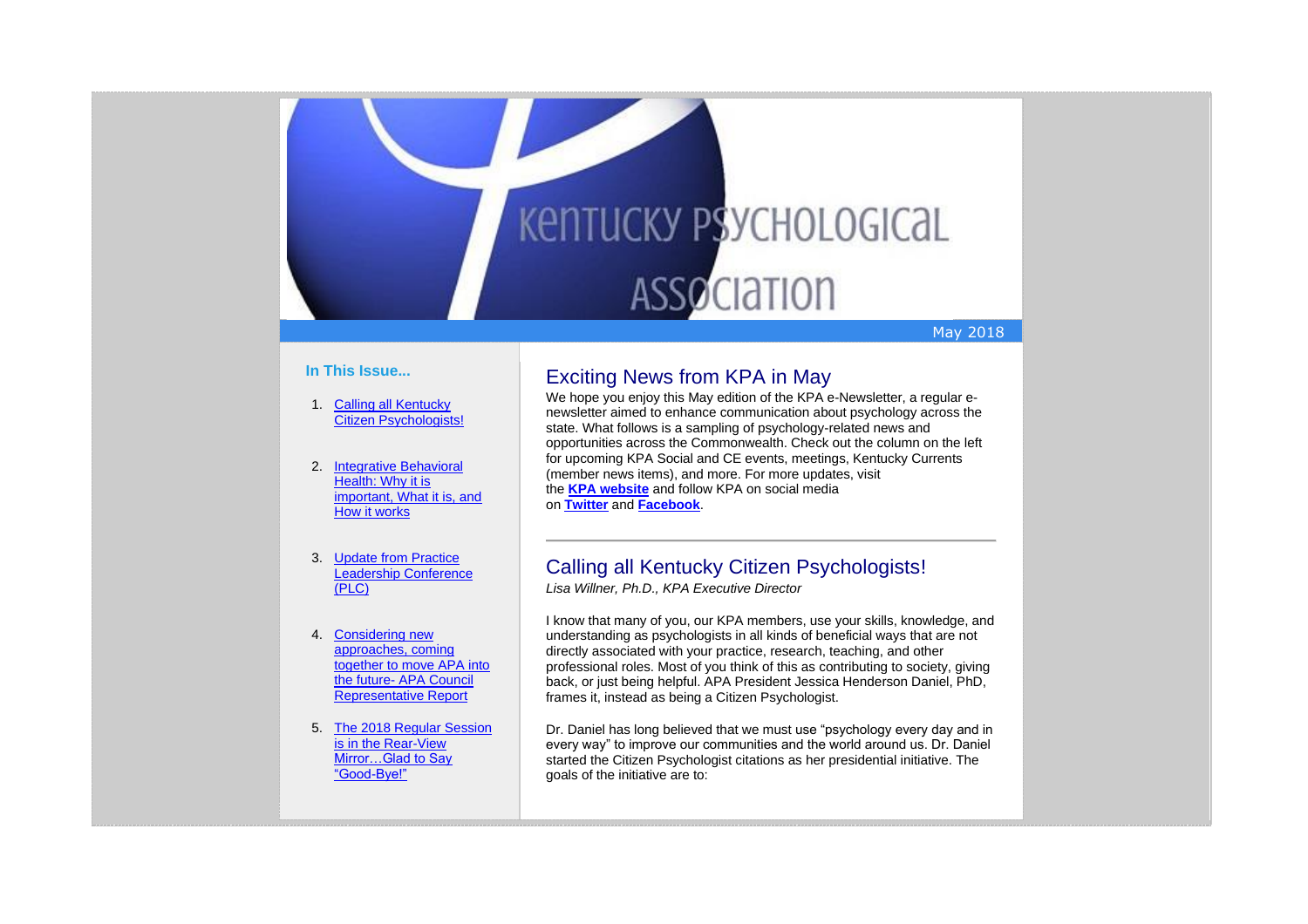# Kentucky Psychological Association

May 2018

**In This Issue...**

1. Calling all Kentucky Citizen Psychologists!
2. Integrative Behavioral Health: Why it is important, What it is, and How it works
3. Update from Practice Leadership Conference (PLC)
4. Considering new approaches, coming together to move APA into the future- APA Council Representative Report
5. The 2018 Regular Session is in the Rear-View Mirror…Glad to Say "Good-Bye!"

## Exciting News from KPA in May

We hope you enjoy this May edition of the KPA e-Newsletter, a regular e-newsletter aimed to enhance communication about psychology across the state. What follows is a sampling of psychology-related news and opportunities across the Commonwealth. Check out the column on the left for upcoming KPA Social and CE events, meetings, Kentucky Currents (member news items), and more. For more updates, visit the **KPA website** and follow KPA on social media on **Twitter** and **Facebook**.

---

## Calling all Kentucky Citizen Psychologists!

*Lisa Willner, Ph.D., KPA Executive Director*

I know that many of you, our KPA members, use your skills, knowledge, and understanding as psychologists in all kinds of beneficial ways that are not directly associated with your practice, research, teaching, and other professional roles. Most of you think of this as contributing to society, giving back, or just being helpful. APA President Jessica Henderson Daniel, PhD, frames it, instead as being a Citizen Psychologist.

Dr. Daniel has long believed that we must use "psychology every day and in every way" to improve our communities and the world around us. Dr. Daniel started the Citizen Psychologist citations as her presidential initiative. The goals of the initiative are to: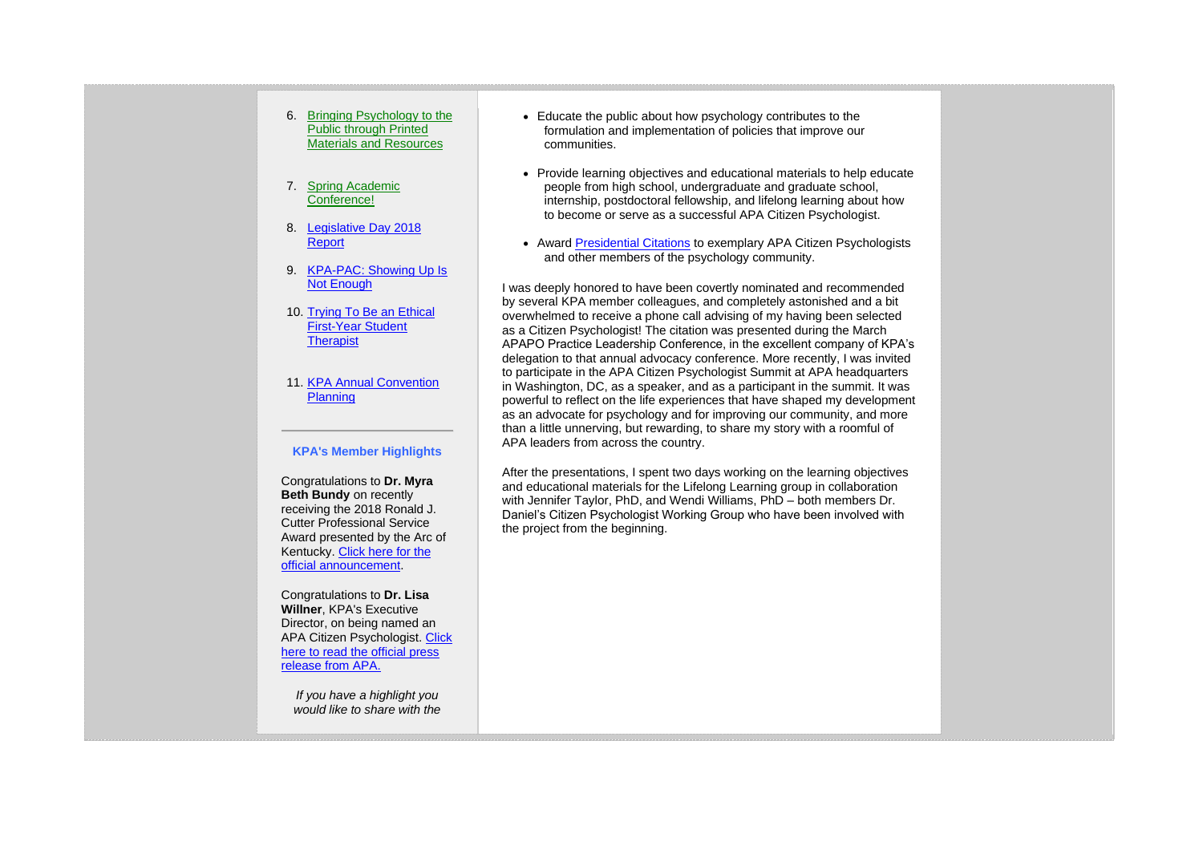6. Bringing Psychology to the Public through Printed Materials and Resources

7. Spring Academic Conference!

8. Legislative Day 2018 Report

9. KPA-PAC: Showing Up Is Not Enough

10. Trying To Be an Ethical First-Year Student Therapist

11. KPA Annual Convention Planning

---

**KPA's Member Highlights**

Congratulations to **Dr. Myra Beth Bundy** on recently receiving the 2018 Ronald J. Cutter Professional Service Award presented by the Arc of Kentucky. Click here for the official announcement.

Congratulations to **Dr. Lisa Willner**, KPA's Executive Director, on being named an APA Citizen Psychologist. Click here to read the official press release from APA.

*If you have a highlight you would like to share with the*

- Educate the public about how psychology contributes to the formulation and implementation of policies that improve our communities.

- Provide learning objectives and educational materials to help educate people from high school, undergraduate and graduate school, internship, postdoctoral fellowship, and lifelong learning about how to become or serve as a successful APA Citizen Psychologist.

- Award Presidential Citations to exemplary APA Citizen Psychologists and other members of the psychology community.

I was deeply honored to have been covertly nominated and recommended by several KPA member colleagues, and completely astonished and a bit overwhelmed to receive a phone call advising of my having been selected as a Citizen Psychologist! The citation was presented during the March APAPO Practice Leadership Conference, in the excellent company of KPA's delegation to that annual advocacy conference. More recently, I was invited to participate in the APA Citizen Psychologist Summit at APA headquarters in Washington, DC, as a speaker, and as a participant in the summit. It was powerful to reflect on the life experiences that have shaped my development as an advocate for psychology and for improving our community, and more than a little unnerving, but rewarding, to share my story with a roomful of APA leaders from across the country.

After the presentations, I spent two days working on the learning objectives and educational materials for the Lifelong Learning group in collaboration with Jennifer Taylor, PhD, and Wendi Williams, PhD – both members Dr. Daniel's Citizen Psychologist Working Group who have been involved with the project from the beginning.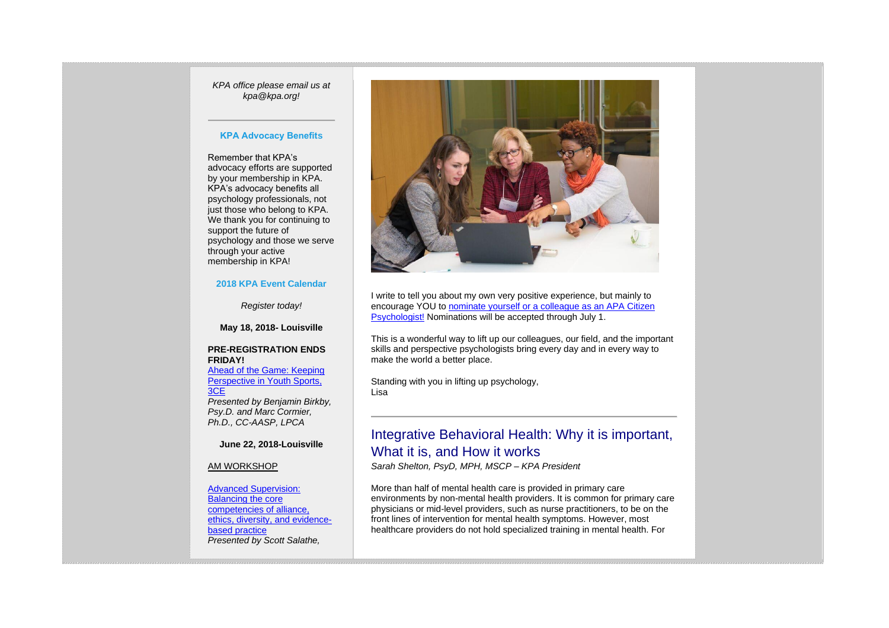*KPA office please email us at kpa@kpa.org!*

---

**KPA Advocacy Benefits**

Remember that KPA's advocacy efforts are supported by your membership in KPA. KPA's advocacy benefits all psychology professionals, not just those who belong to KPA. We thank you for continuing to support the future of psychology and those we serve through your active membership in KPA!

**2018 KPA Event Calendar**

*Register today!*

**May 18, 2018- Louisville**

**PRE-REGISTRATION ENDS FRIDAY!**
[Ahead of the Game: Keeping Perspective in Youth Sports, 3CE](#)
*Presented by Benjamin Birkby, Psy.D. and Marc Cormier, Ph.D., CC-AASP, LPCA*

**June 22, 2018-Louisville**

AM WORKSHOP

[Advanced Supervision: Balancing the core competencies of alliance, ethics, diversity, and evidence-based practice](#)
*Presented by Scott Salathe,*

I write to tell you about my own very positive experience, but mainly to encourage YOU to [nominate yourself or a colleague as an APA Citizen Psychologist!](#) Nominations will be accepted through July 1.

This is a wonderful way to lift up our colleagues, our field, and the important skills and perspective psychologists bring every day and in every way to make the world a better place.

Standing with you in lifting up psychology,
Lisa

---

## Integrative Behavioral Health: Why it is important, What it is, and How it works

*Sarah Shelton, PsyD, MPH, MSCP – KPA President*

More than half of mental health care is provided in primary care environments by non-mental health providers. It is common for primary care physicians or mid-level providers, such as nurse practitioners, to be on the front lines of intervention for mental health symptoms. However, most healthcare providers do not hold specialized training in mental health. For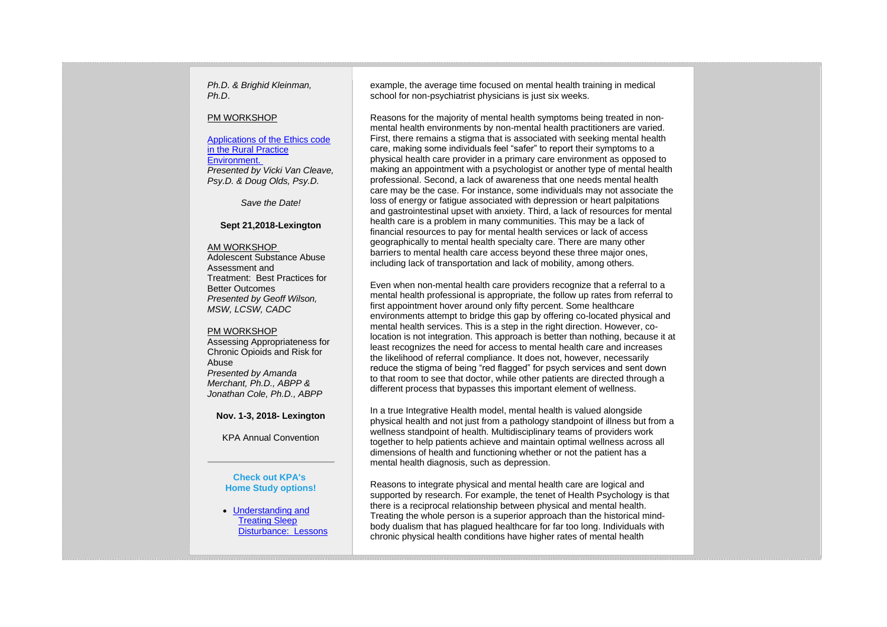*Ph.D. & Brighid Kleinman, Ph.D*.

PM WORKSHOP

[Applications of the Ethics code in the Rural Practice Environment.]
*Presented by Vicki Van Cleave, Psy.D. & Doug Olds, Psy.D.*

*Save the Date!*

**Sept 21,2018-Lexington**

AM WORKSHOP
Adolescent Substance Abuse Assessment and Treatment: Best Practices for Better Outcomes
*Presented by Geoff Wilson, MSW, LCSW, CADC*

PM WORKSHOP
Assessing Appropriateness for Chronic Opioids and Risk for Abuse
*Presented by Amanda Merchant, Ph.D., ABPP & Jonathan Cole, Ph.D., ABPP*

**Nov. 1-3, 2018- Lexington**

KPA Annual Convention

---

**Check out KPA's Home Study options!**

- [Understanding and Treating Sleep Disturbance: Lessons]

example, the average time focused on mental health training in medical school for non-psychiatrist physicians is just six weeks.

Reasons for the majority of mental health symptoms being treated in non-mental health environments by non-mental health practitioners are varied. First, there remains a stigma that is associated with seeking mental health care, making some individuals feel "safer" to report their symptoms to a physical health care provider in a primary care environment as opposed to making an appointment with a psychologist or another type of mental health professional. Second, a lack of awareness that one needs mental health care may be the case. For instance, some individuals may not associate the loss of energy or fatigue associated with depression or heart palpitations and gastrointestinal upset with anxiety. Third, a lack of resources for mental health care is a problem in many communities. This may be a lack of financial resources to pay for mental health services or lack of access geographically to mental health specialty care. There are many other barriers to mental health care access beyond these three major ones, including lack of transportation and lack of mobility, among others.

Even when non-mental health care providers recognize that a referral to a mental health professional is appropriate, the follow up rates from referral to first appointment hover around only fifty percent. Some healthcare environments attempt to bridge this gap by offering co-located physical and mental health services. This is a step in the right direction. However, co-location is not integration. This approach is better than nothing, because it at least recognizes the need for access to mental health care and increases the likelihood of referral compliance. It does not, however, necessarily reduce the stigma of being "red flagged" for psych services and sent down to that room to see that doctor, while other patients are directed through a different process that bypasses this important element of wellness.

In a true Integrative Health model, mental health is valued alongside physical health and not just from a pathology standpoint of illness but from a wellness standpoint of health. Multidisciplinary teams of providers work together to help patients achieve and maintain optimal wellness across all dimensions of health and functioning whether or not the patient has a mental health diagnosis, such as depression.

Reasons to integrate physical and mental health care are logical and supported by research. For example, the tenet of Health Psychology is that there is a reciprocal relationship between physical and mental health. Treating the whole person is a superior approach than the historical mind-body dualism that has plagued healthcare for far too long. Individuals with chronic physical health conditions have higher rates of mental health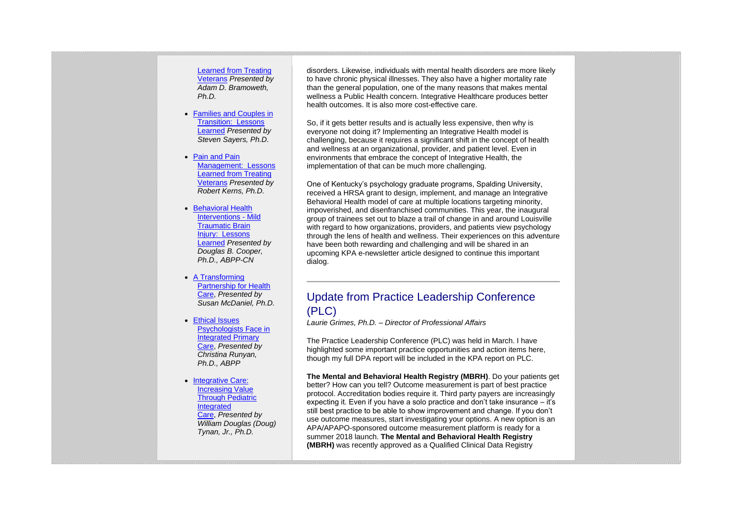- Learned from Treating Veterans *Presented by Adam D. Bramoweth, Ph.D.*

- Families and Couples in Transition: Lessons Learned *Presented by Steven Sayers, Ph.D.*

- Pain and Pain Management: Lessons Learned from Treating Veterans *Presented by Robert Kerns, Ph.D.*

- Behavioral Health Interventions - Mild Traumatic Brain Injury: Lessons Learned *Presented by Douglas B. Cooper, Ph.D., ABPP-CN*

- A Transforming Partnership for Health Care, *Presented by Susan McDaniel, Ph.D.*

- Ethical Issues Psychologists Face in Integrated Primary Care, *Presented by Christina Runyan, Ph.D., ABPP*

- Integrative Care: Increasing Value Through Pediatric Integrated Care, *Presented by William Douglas (Doug) Tynan, Jr., Ph.D.*

disorders. Likewise, individuals with mental health disorders are more likely to have chronic physical illnesses. They also have a higher mortality rate than the general population, one of the many reasons that makes mental wellness a Public Health concern. Integrative Healthcare produces better health outcomes. It is also more cost-effective care.

So, if it gets better results and is actually less expensive, then why is everyone not doing it? Implementing an Integrative Health model is challenging, because it requires a significant shift in the concept of health and wellness at an organizational, provider, and patient level. Even in environments that embrace the concept of Integrative Health, the implementation of that can be much more challenging.

One of Kentucky's psychology graduate programs, Spalding University, received a HRSA grant to design, implement, and manage an Integrative Behavioral Health model of care at multiple locations targeting minority, impoverished, and disenfranchised communities. This year, the inaugural group of trainees set out to blaze a trail of change in and around Louisville with regard to how organizations, providers, and patients view psychology through the lens of health and wellness. Their experiences on this adventure have been both rewarding and challenging and will be shared in an upcoming KPA e-newsletter article designed to continue this important dialog.

---

## Update from Practice Leadership Conference (PLC)

*Laurie Grimes, Ph.D. – Director of Professional Affairs*

The Practice Leadership Conference (PLC) was held in March. I have highlighted some important practice opportunities and action items here, though my full DPA report will be included in the KPA report on PLC.

**The Mental and Behavioral Health Registry (MBRH)**. Do your patients get better? How can you tell? Outcome measurement is part of best practice protocol. Accreditation bodies require it. Third party payers are increasingly expecting it. Even if you have a solo practice and don't take insurance – it's still best practice to be able to show improvement and change. If you don't use outcome measures, start investigating your options. A new option is an APA/APAPO-sponsored outcome measurement platform is ready for a summer 2018 launch. **The Mental and Behavioral Health Registry (MBRH)** was recently approved as a Qualified Clinical Data Registry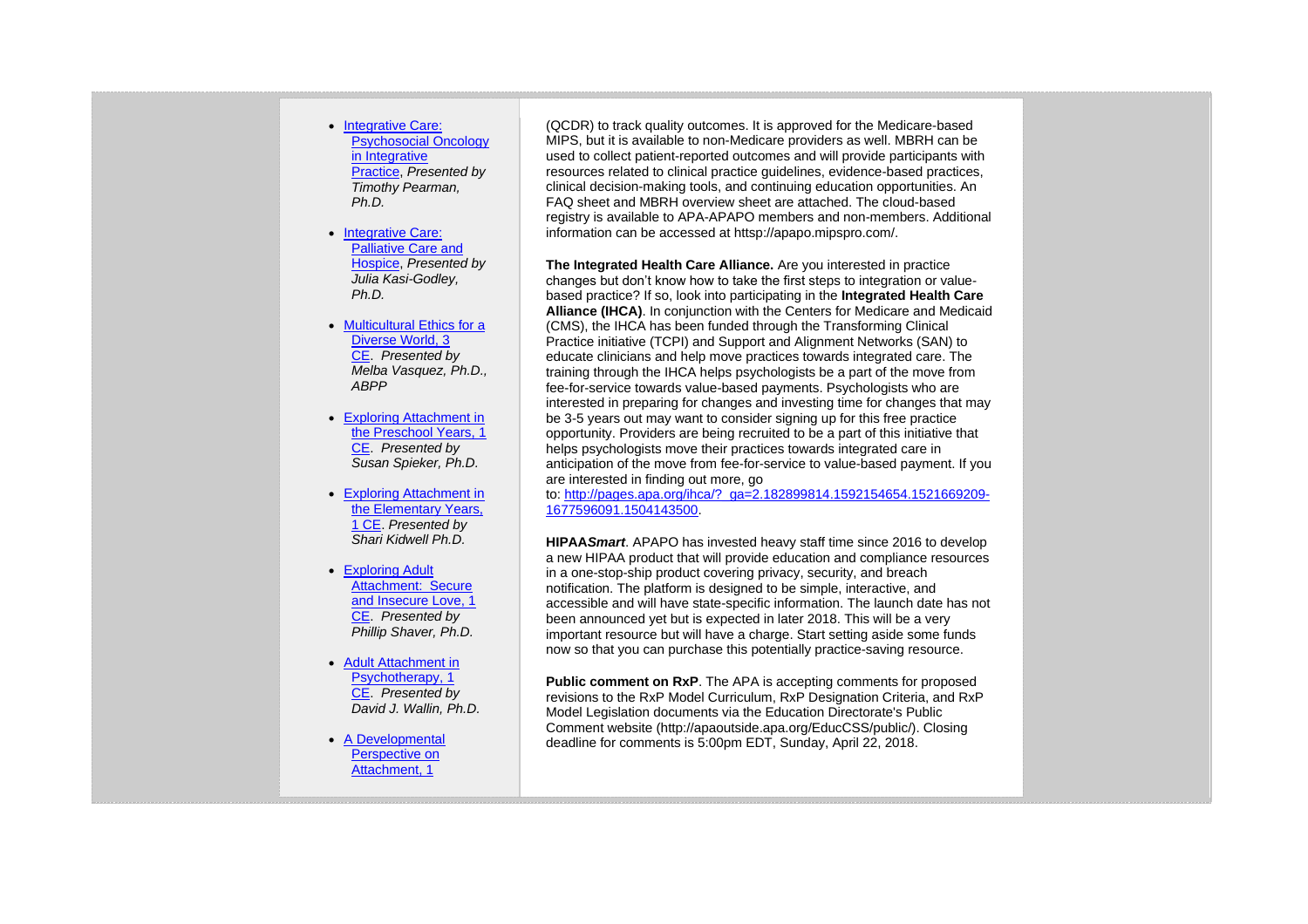- Integrative Care: Psychosocial Oncology in Integrative Practice, *Presented by Timothy Pearman, Ph.D.*

- Integrative Care: Palliative Care and Hospice, *Presented by Julia Kasi-Godley, Ph.D.*

- Multicultural Ethics for a Diverse World, 3 CE. *Presented by Melba Vasquez, Ph.D., ABPP*

- Exploring Attachment in the Preschool Years, 1 CE. *Presented by Susan Spieker, Ph.D.*

- Exploring Attachment in the Elementary Years, 1 CE. *Presented by Shari Kidwell Ph.D.*

- Exploring Adult Attachment: Secure and Insecure Love, 1 CE. *Presented by Phillip Shaver, Ph.D.*

- Adult Attachment in Psychotherapy, 1 CE. *Presented by David J. Wallin, Ph.D.*

- A Developmental Perspective on Attachment, 1

(QCDR) to track quality outcomes. It is approved for the Medicare-based MIPS, but it is available to non-Medicare providers as well. MBRH can be used to collect patient-reported outcomes and will provide participants with resources related to clinical practice guidelines, evidence-based practices, clinical decision-making tools, and continuing education opportunities. An FAQ sheet and MBRH overview sheet are attached. The cloud-based registry is available to APA-APAPO members and non-members. Additional information can be accessed at https://apapo.mipspro.com/.

**The Integrated Health Care Alliance.** Are you interested in practice changes but don't know how to take the first steps to integration or value-based practice? If so, look into participating in the **Integrated Health Care Alliance (IHCA)**. In conjunction with the Centers for Medicare and Medicaid (CMS), the IHCA has been funded through the Transforming Clinical Practice initiative (TCPI) and Support and Alignment Networks (SAN) to educate clinicians and help move practices towards integrated care. The training through the IHCA helps psychologists be a part of the move from fee-for-service towards value-based payments. Psychologists who are interested in preparing for changes and investing time for changes that may be 3-5 years out may want to consider signing up for this free practice opportunity. Providers are being recruited to be a part of this initiative that helps psychologists move their practices towards integrated care in anticipation of the move from fee-for-service to value-based payment. If you are interested in finding out more, go to: http://pages.apa.org/ihca/?_ga=2.182899814.1592154654.1521669209-1677596091.1504143500.

**HIPAA*Smart***. APAPO has invested heavy staff time since 2016 to develop a new HIPAA product that will provide education and compliance resources in a one-stop-ship product covering privacy, security, and breach notification. The platform is designed to be simple, interactive, and accessible and will have state-specific information. The launch date has not been announced yet but is expected in later 2018. This will be a very important resource but will have a charge. Start setting aside some funds now so that you can purchase this potentially practice-saving resource.

**Public comment on RxP**. The APA is accepting comments for proposed revisions to the RxP Model Curriculum, RxP Designation Criteria, and RxP Model Legislation documents via the Education Directorate's Public Comment website (http://apaoutside.apa.org/EducCSS/public/). Closing deadline for comments is 5:00pm EDT, Sunday, April 22, 2018.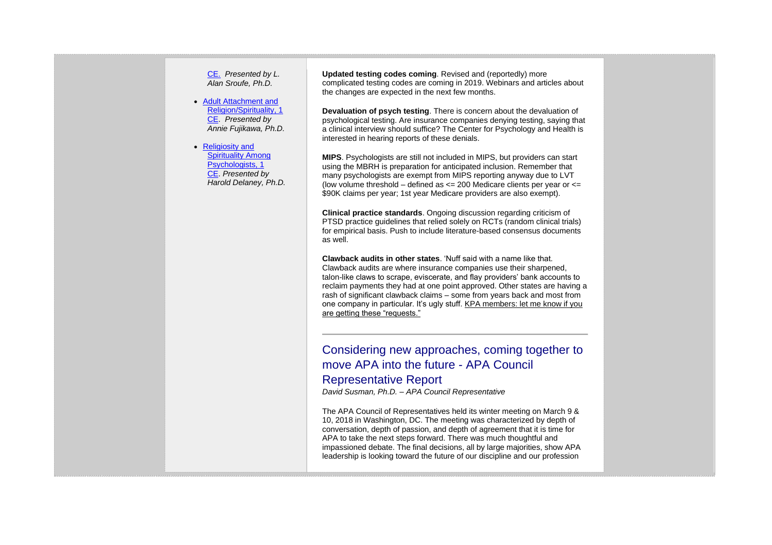CE. *Presented by L. Alan Sroufe, Ph.D.*

- Adult Attachment and Religion/Spirituality, 1 CE. *Presented by Annie Fujikawa, Ph.D.*
- Religiosity and Spirituality Among Psychologists, 1 CE. *Presented by Harold Delaney, Ph.D.*

**Updated testing codes coming**. Revised and (reportedly) more complicated testing codes are coming in 2019. Webinars and articles about the changes are expected in the next few months.

**Devaluation of psych testing**. There is concern about the devaluation of psychological testing. Are insurance companies denying testing, saying that a clinical interview should suffice? The Center for Psychology and Health is interested in hearing reports of these denials.

**MIPS**. Psychologists are still not included in MIPS, but providers can start using the MBRH is preparation for anticipated inclusion. Remember that many psychologists are exempt from MIPS reporting anyway due to LVT (low volume threshold – defined as <= 200 Medicare clients per year or <= $90K claims per year; 1st year Medicare providers are also exempt).

**Clinical practice standards**. Ongoing discussion regarding criticism of PTSD practice guidelines that relied solely on RCTs (random clinical trials) for empirical basis. Push to include literature-based consensus documents as well.

**Clawback audits in other states**. 'Nuff said with a name like that. Clawback audits are where insurance companies use their sharpened, talon-like claws to scrape, eviscerate, and flay providers' bank accounts to reclaim payments they had at one point approved. Other states are having a rash of significant clawback claims – some from years back and most from one company in particular. It's ugly stuff. KPA members: let me know if you are getting these "requests."

---

## Considering new approaches, coming together to move APA into the future - APA Council Representative Report

*David Susman, Ph.D. – APA Council Representative*

The APA Council of Representatives held its winter meeting on March 9 & 10, 2018 in Washington, DC. The meeting was characterized by depth of conversation, depth of passion, and depth of agreement that it is time for APA to take the next steps forward. There was much thoughtful and impassioned debate. The final decisions, all by large majorities, show APA leadership is looking toward the future of our discipline and our profession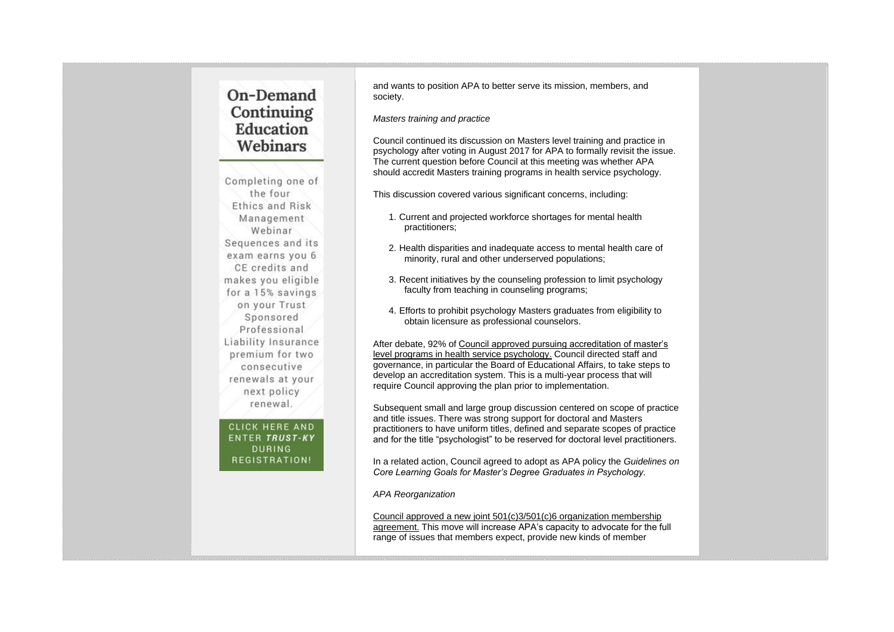## On-Demand Continuing Education Webinars

Completing one of the four Ethics and Risk Management Webinar Sequences and its exam earns you 6 CE credits and makes you eligible for a 15% savings on your Trust Sponsored Professional Liability Insurance premium for two consecutive renewals at your next policy renewal.

CLICK HERE AND ENTER ***TRUST-KY*** DURING REGISTRATION!

and wants to position APA to better serve its mission, members, and society.

*Masters training and practice*

Council continued its discussion on Masters level training and practice in psychology after voting in August 2017 for APA to formally revisit the issue. The current question before Council at this meeting was whether APA should accredit Masters training programs in health service psychology.

This discussion covered various significant concerns, including:

1. Current and projected workforce shortages for mental health practitioners;
2. Health disparities and inadequate access to mental health care of minority, rural and other underserved populations;
3. Recent initiatives by the counseling profession to limit psychology faculty from teaching in counseling programs;
4. Efforts to prohibit psychology Masters graduates from eligibility to obtain licensure as professional counselors.

After debate, 92% of Council approved pursuing accreditation of master's level programs in health service psychology. Council directed staff and governance, in particular the Board of Educational Affairs, to take steps to develop an accreditation system. This is a multi-year process that will require Council approving the plan prior to implementation.

Subsequent small and large group discussion centered on scope of practice and title issues. There was strong support for doctoral and Masters practitioners to have uniform titles, defined and separate scopes of practice and for the title "psychologist" to be reserved for doctoral level practitioners.

In a related action, Council agreed to adopt as APA policy the *Guidelines on Core Learning Goals for Master's Degree Graduates in Psychology.*

*APA Reorganization*

Council approved a new joint 501(c)3/501(c)6 organization membership agreement. This move will increase APA's capacity to advocate for the full range of issues that members expect, provide new kinds of member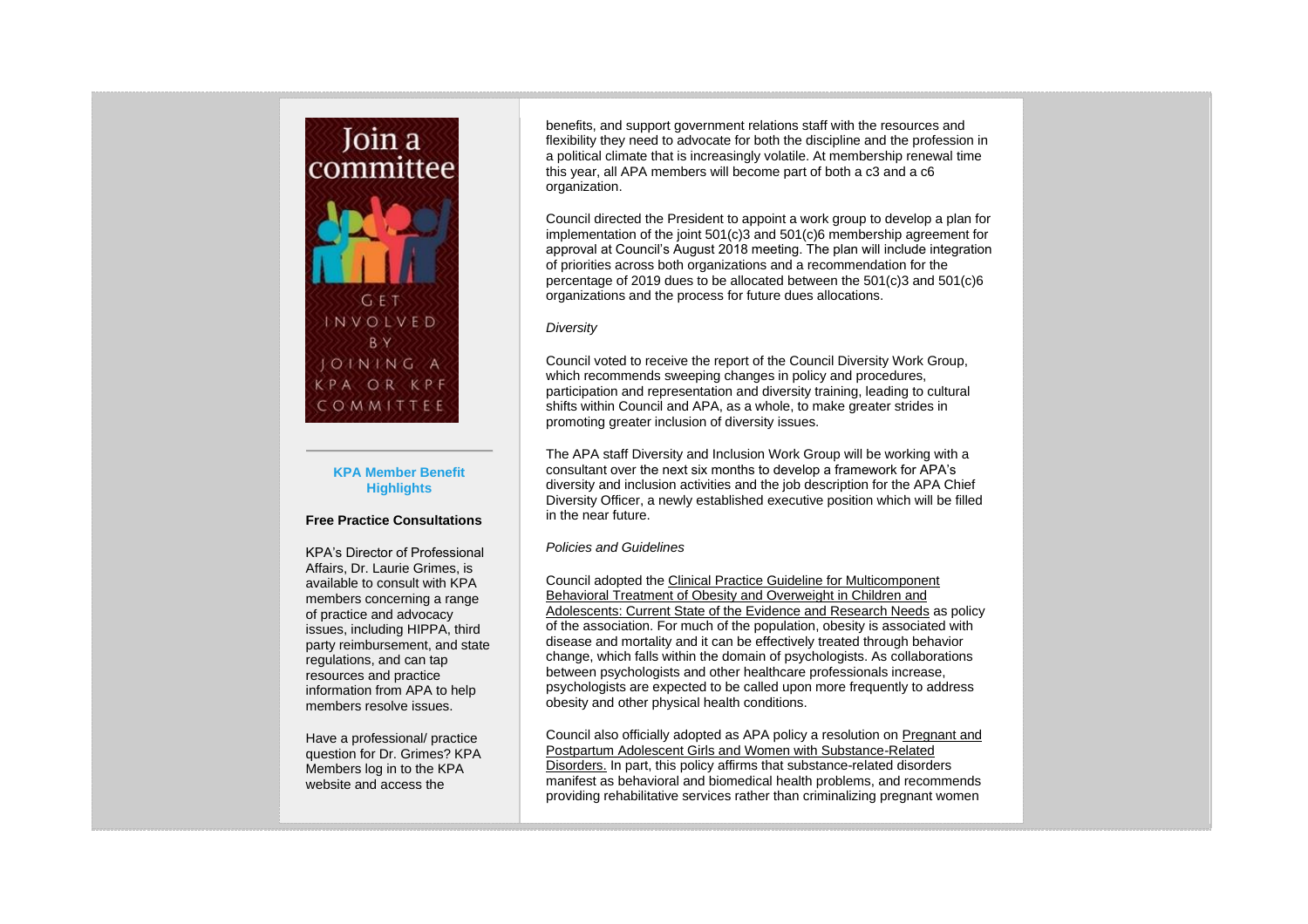Join a committee

GET INVOLVED BY JOINING A KPA OR KPF COMMITTEE

**KPA Member Benefit Highlights**

**Free Practice Consultations**

KPA's Director of Professional Affairs, Dr. Laurie Grimes, is available to consult with KPA members concerning a range of practice and advocacy issues, including HIPPA, third party reimbursement, and state regulations, and can tap resources and practice information from APA to help members resolve issues.

Have a professional/ practice question for Dr. Grimes? KPA Members log in to the KPA website and access the

benefits, and support government relations staff with the resources and flexibility they need to advocate for both the discipline and the profession in a political climate that is increasingly volatile. At membership renewal time this year, all APA members will become part of both a c3 and a c6 organization.

Council directed the President to appoint a work group to develop a plan for implementation of the joint 501(c)3 and 501(c)6 membership agreement for approval at Council's August 2018 meeting. The plan will include integration of priorities across both organizations and a recommendation for the percentage of 2019 dues to be allocated between the 501(c)3 and 501(c)6 organizations and the process for future dues allocations.

*Diversity*

Council voted to receive the report of the Council Diversity Work Group, which recommends sweeping changes in policy and procedures, participation and representation and diversity training, leading to cultural shifts within Council and APA, as a whole, to make greater strides in promoting greater inclusion of diversity issues.

The APA staff Diversity and Inclusion Work Group will be working with a consultant over the next six months to develop a framework for APA's diversity and inclusion activities and the job description for the APA Chief Diversity Officer, a newly established executive position which will be filled in the near future.

*Policies and Guidelines*

Council adopted the Clinical Practice Guideline for Multicomponent Behavioral Treatment of Obesity and Overweight in Children and Adolescents: Current State of the Evidence and Research Needs as policy of the association. For much of the population, obesity is associated with disease and mortality and it can be effectively treated through behavior change, which falls within the domain of psychologists. As collaborations between psychologists and other healthcare professionals increase, psychologists are expected to be called upon more frequently to address obesity and other physical health conditions.

Council also officially adopted as APA policy a resolution on Pregnant and Postpartum Adolescent Girls and Women with Substance-Related Disorders. In part, this policy affirms that substance-related disorders manifest as behavioral and biomedical health problems, and recommends providing rehabilitative services rather than criminalizing pregnant women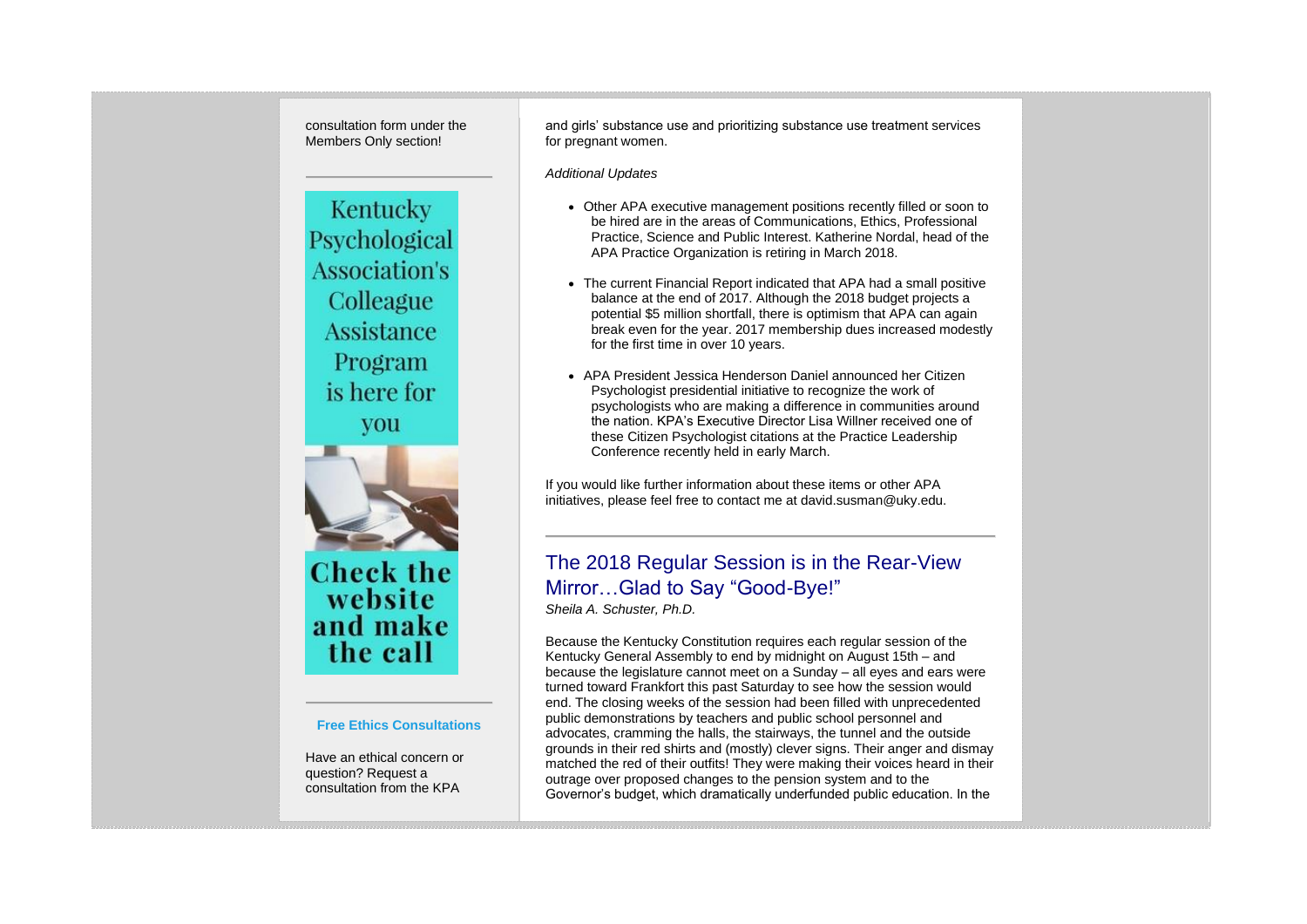consultation form under the Members Only section!

Kentucky Psychological Association's Colleague Assistance Program is here for you

Check the website and make the call

**Free Ethics Consultations**

Have an ethical concern or question? Request a consultation from the KPA

and girls' substance use and prioritizing substance use treatment services for pregnant women.

*Additional Updates*

- Other APA executive management positions recently filled or soon to be hired are in the areas of Communications, Ethics, Professional Practice, Science and Public Interest. Katherine Nordal, head of the APA Practice Organization is retiring in March 2018.
- The current Financial Report indicated that APA had a small positive balance at the end of 2017. Although the 2018 budget projects a potential $5 million shortfall, there is optimism that APA can again break even for the year. 2017 membership dues increased modestly for the first time in over 10 years.
- APA President Jessica Henderson Daniel announced her Citizen Psychologist presidential initiative to recognize the work of psychologists who are making a difference in communities around the nation. KPA's Executive Director Lisa Willner received one of these Citizen Psychologist citations at the Practice Leadership Conference recently held in early March.

If you would like further information about these items or other APA initiatives, please feel free to contact me at david.susman@uky.edu.

## The 2018 Regular Session is in the Rear-View Mirror…Glad to Say "Good-Bye!"

*Sheila A. Schuster, Ph.D.*

Because the Kentucky Constitution requires each regular session of the Kentucky General Assembly to end by midnight on August 15th – and because the legislature cannot meet on a Sunday – all eyes and ears were turned toward Frankfort this past Saturday to see how the session would end. The closing weeks of the session had been filled with unprecedented public demonstrations by teachers and public school personnel and advocates, cramming the halls, the stairways, the tunnel and the outside grounds in their red shirts and (mostly) clever signs. Their anger and dismay matched the red of their outfits! They were making their voices heard in their outrage over proposed changes to the pension system and to the Governor's budget, which dramatically underfunded public education. In the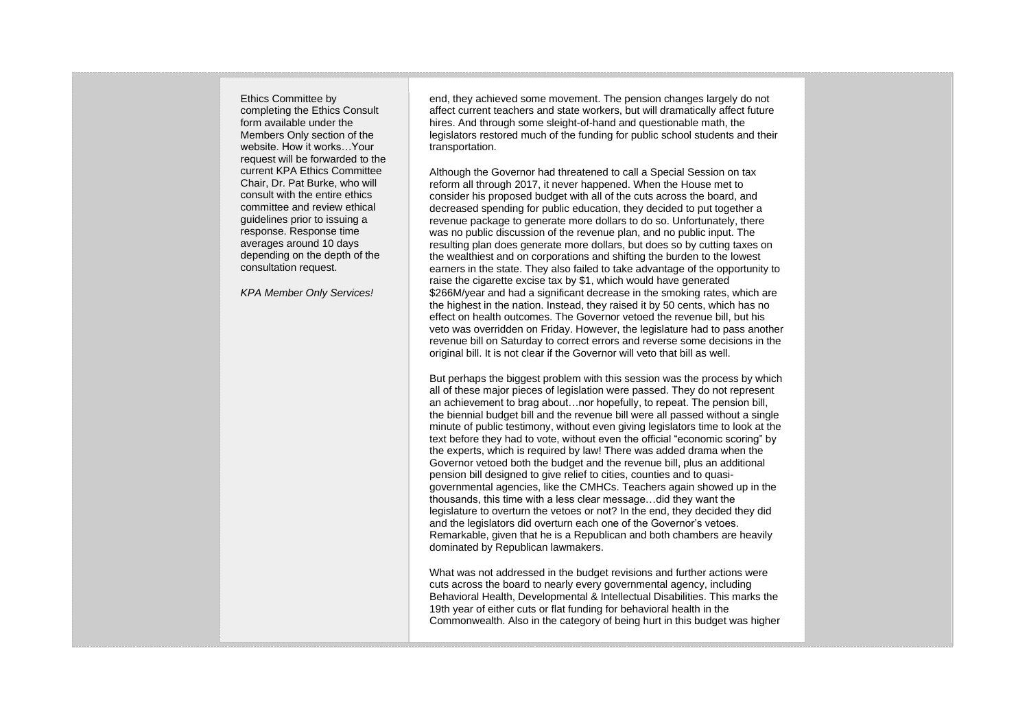Ethics Committee by completing the Ethics Consult form available under the Members Only section of the website. How it works…Your request will be forwarded to the current KPA Ethics Committee Chair, Dr. Pat Burke, who will consult with the entire ethics committee and review ethical guidelines prior to issuing a response. Response time averages around 10 days depending on the depth of the consultation request.

*KPA Member Only Services!*

end, they achieved some movement. The pension changes largely do not affect current teachers and state workers, but will dramatically affect future hires. And through some sleight-of-hand and questionable math, the legislators restored much of the funding for public school students and their transportation.

Although the Governor had threatened to call a Special Session on tax reform all through 2017, it never happened. When the House met to consider his proposed budget with all of the cuts across the board, and decreased spending for public education, they decided to put together a revenue package to generate more dollars to do so. Unfortunately, there was no public discussion of the revenue plan, and no public input. The resulting plan does generate more dollars, but does so by cutting taxes on the wealthiest and on corporations and shifting the burden to the lowest earners in the state. They also failed to take advantage of the opportunity to raise the cigarette excise tax by $1, which would have generated $266M/year and had a significant decrease in the smoking rates, which are the highest in the nation. Instead, they raised it by 50 cents, which has no effect on health outcomes. The Governor vetoed the revenue bill, but his veto was overridden on Friday. However, the legislature had to pass another revenue bill on Saturday to correct errors and reverse some decisions in the original bill. It is not clear if the Governor will veto that bill as well.

But perhaps the biggest problem with this session was the process by which all of these major pieces of legislation were passed. They do not represent an achievement to brag about…nor hopefully, to repeat. The pension bill, the biennial budget bill and the revenue bill were all passed without a single minute of public testimony, without even giving legislators time to look at the text before they had to vote, without even the official "economic scoring" by the experts, which is required by law! There was added drama when the Governor vetoed both the budget and the revenue bill, plus an additional pension bill designed to give relief to cities, counties and to quasi-governmental agencies, like the CMHCs. Teachers again showed up in the thousands, this time with a less clear message…did they want the legislature to overturn the vetoes or not? In the end, they decided they did and the legislators did overturn each one of the Governor's vetoes. Remarkable, given that he is a Republican and both chambers are heavily dominated by Republican lawmakers.

What was not addressed in the budget revisions and further actions were cuts across the board to nearly every governmental agency, including Behavioral Health, Developmental & Intellectual Disabilities. This marks the 19th year of either cuts or flat funding for behavioral health in the Commonwealth. Also in the category of being hurt in this budget was higher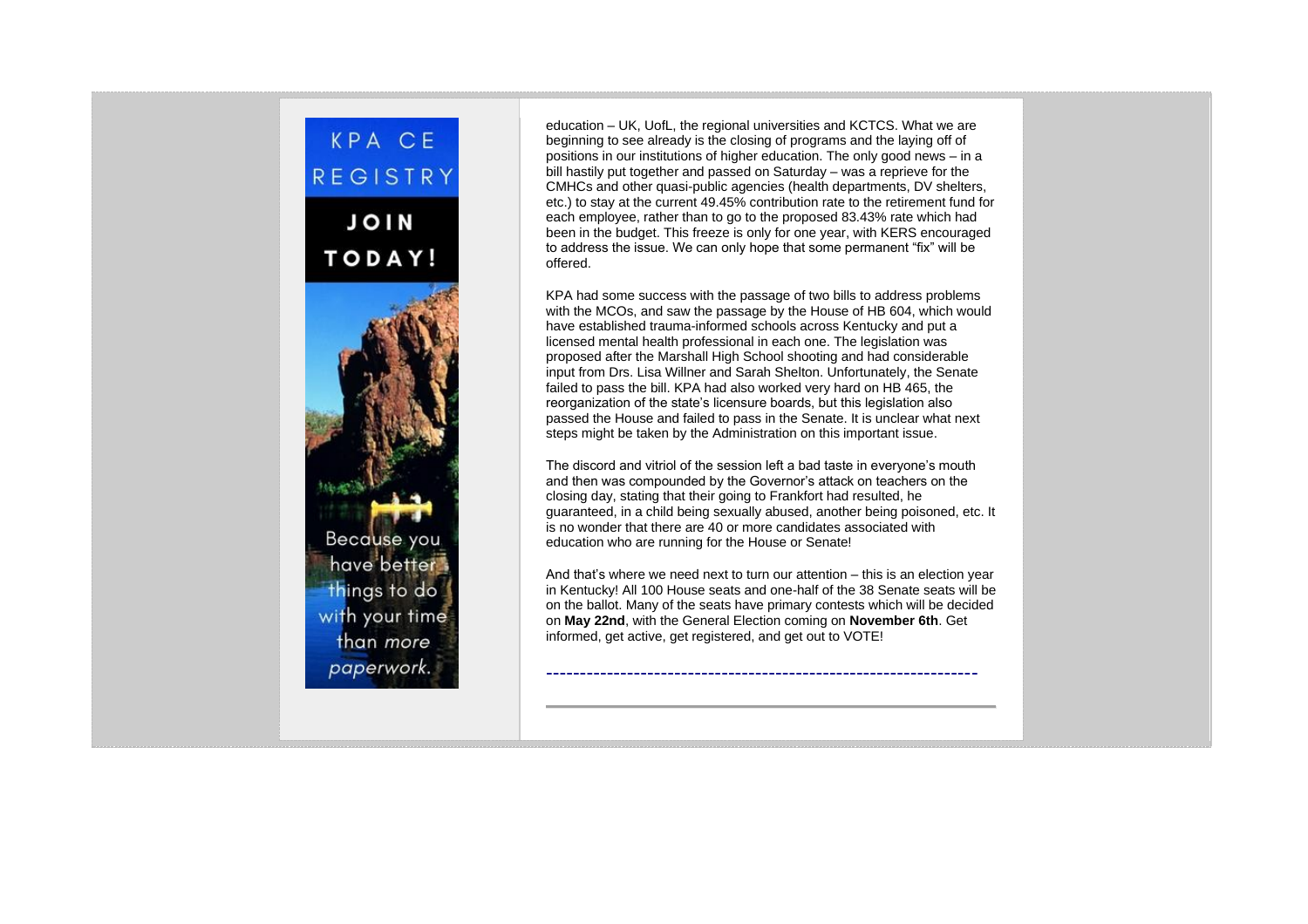KPA CE REGISTRY

JOIN TODAY!

Because you have better things to do with your time than *more paperwork.*

education – UK, UofL, the regional universities and KCTCS. What we are beginning to see already is the closing of programs and the laying off of positions in our institutions of higher education. The only good news – in a bill hastily put together and passed on Saturday – was a reprieve for the CMHCs and other quasi-public agencies (health departments, DV shelters, etc.) to stay at the current 49.45% contribution rate to the retirement fund for each employee, rather than to go to the proposed 83.43% rate which had been in the budget. This freeze is only for one year, with KERS encouraged to address the issue. We can only hope that some permanent "fix" will be offered.

KPA had some success with the passage of two bills to address problems with the MCOs, and saw the passage by the House of HB 604, which would have established trauma-informed schools across Kentucky and put a licensed mental health professional in each one. The legislation was proposed after the Marshall High School shooting and had considerable input from Drs. Lisa Willner and Sarah Shelton. Unfortunately, the Senate failed to pass the bill. KPA had also worked very hard on HB 465, the reorganization of the state's licensure boards, but this legislation also passed the House and failed to pass in the Senate. It is unclear what next steps might be taken by the Administration on this important issue.

The discord and vitriol of the session left a bad taste in everyone's mouth and then was compounded by the Governor's attack on teachers on the closing day, stating that their going to Frankfort had resulted, he guaranteed, in a child being sexually abused, another being poisoned, etc. It is no wonder that there are 40 or more candidates associated with education who are running for the House or Senate!

And that's where we need next to turn our attention – this is an election year in Kentucky! All 100 House seats and one-half of the 38 Senate seats will be on the ballot. Many of the seats have primary contests which will be decided on **May 22nd**, with the General Election coming on **November 6th**. Get informed, get active, get registered, and get out to VOTE!

---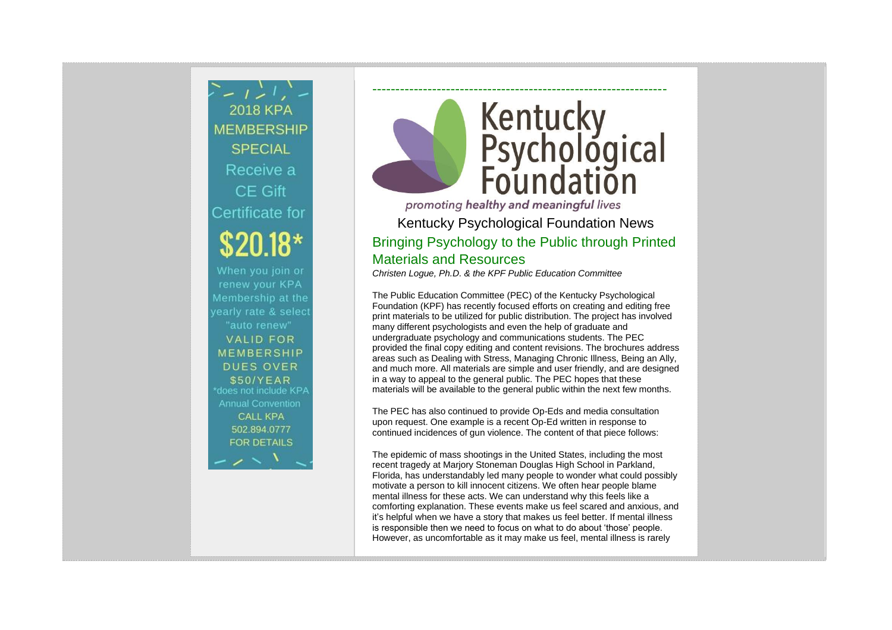2018 KPA MEMBERSHIP SPECIAL

Receive a CE Gift Certificate for

**$20.18***

When you join or renew your KPA Membership at the yearly rate & select "auto renew"

VALID FOR MEMBERSHIP DUES OVER $50/YEAR

*does not include KPA Annual Convention

CALL KPA 502.894.0777 FOR DETAILS

---

Kentucky Psychological Foundation

*promoting **healthy and meaningful** lives*

## Kentucky Psychological Foundation News

### Bringing Psychology to the Public through Printed Materials and Resources

*Christen Logue, Ph.D. & the KPF Public Education Committee*

The Public Education Committee (PEC) of the Kentucky Psychological Foundation (KPF) has recently focused efforts on creating and editing free print materials to be utilized for public distribution. The project has involved many different psychologists and even the help of graduate and undergraduate psychology and communications students. The PEC provided the final copy editing and content revisions. The brochures address areas such as Dealing with Stress, Managing Chronic Illness, Being an Ally, and much more. All materials are simple and user friendly, and are designed in a way to appeal to the general public. The PEC hopes that these materials will be available to the general public within the next few months.

The PEC has also continued to provide Op-Eds and media consultation upon request. One example is a recent Op-Ed written in response to continued incidences of gun violence. The content of that piece follows:

The epidemic of mass shootings in the United States, including the most recent tragedy at Marjory Stoneman Douglas High School in Parkland, Florida, has understandably led many people to wonder what could possibly motivate a person to kill innocent citizens. We often hear people blame mental illness for these acts. We can understand why this feels like a comforting explanation. These events make us feel scared and anxious, and it's helpful when we have a story that makes us feel better. If mental illness is responsible then we need to focus on what to do about 'those' people. However, as uncomfortable as it may make us feel, mental illness is rarely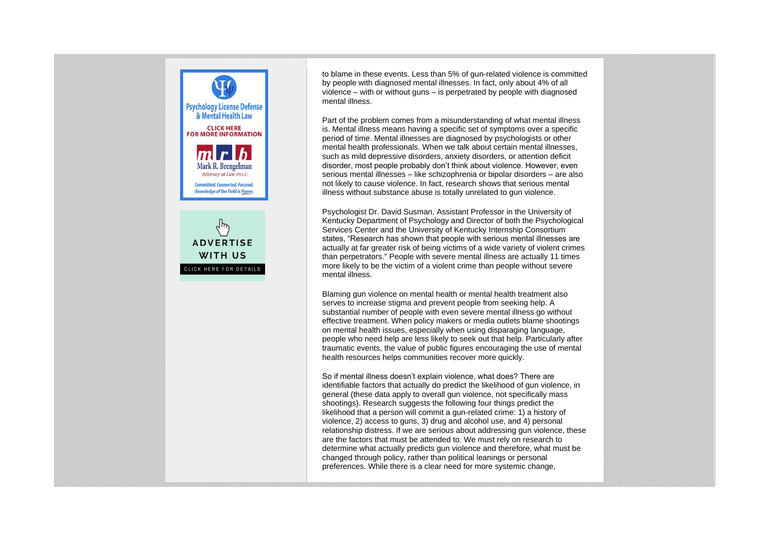to blame in these events. Less than 5% of gun-related violence is committed by people with diagnosed mental illnesses. In fact, only about 4% of all violence – with or without guns – is perpetrated by people with diagnosed mental illness.

Part of the problem comes from a misunderstanding of what mental illness is. Mental illness means having a specific set of symptoms over a specific period of time. Mental illnesses are diagnosed by psychologists or other mental health professionals. When we talk about certain mental illnesses, such as mild depressive disorders, anxiety disorders, or attention deficit disorder, most people probably don't think about violence. However, even serious mental illnesses – like schizophrenia or bipolar disorders – are also not likely to cause violence. In fact, research shows that serious mental illness without substance abuse is totally unrelated to gun violence.

Psychologist Dr. David Susman, Assistant Professor in the University of Kentucky Department of Psychology and Director of both the Psychological Services Center and the University of Kentucky Internship Consortium states, "Research has shown that people with serious mental illnesses are actually at far greater risk of being victims of a wide variety of violent crimes than perpetrators." People with severe mental illness are actually 11 times more likely to be the victim of a violent crime than people without severe mental illness.

Blaming gun violence on mental health or mental health treatment also serves to increase stigma and prevent people from seeking help. A substantial number of people with even severe mental illness go without effective treatment. When policy makers or media outlets blame shootings on mental health issues, especially when using disparaging language, people who need help are less likely to seek out that help. Particularly after traumatic events, the value of public figures encouraging the use of mental health resources helps communities recover more quickly.

So if mental illness doesn't explain violence, what does? There are identifiable factors that actually do predict the likelihood of gun violence, in general (these data apply to overall gun violence, not specifically mass shootings). Research suggests the following four things predict the likelihood that a person will commit a gun-related crime: 1) a history of violence, 2) access to guns, 3) drug and alcohol use, and 4) personal relationship distress. If we are serious about addressing gun violence, these are the factors that must be attended to. We must rely on research to determine what actually predicts gun violence and therefore, what must be changed through policy, rather than political leanings or personal preferences. While there is a clear need for more systemic change,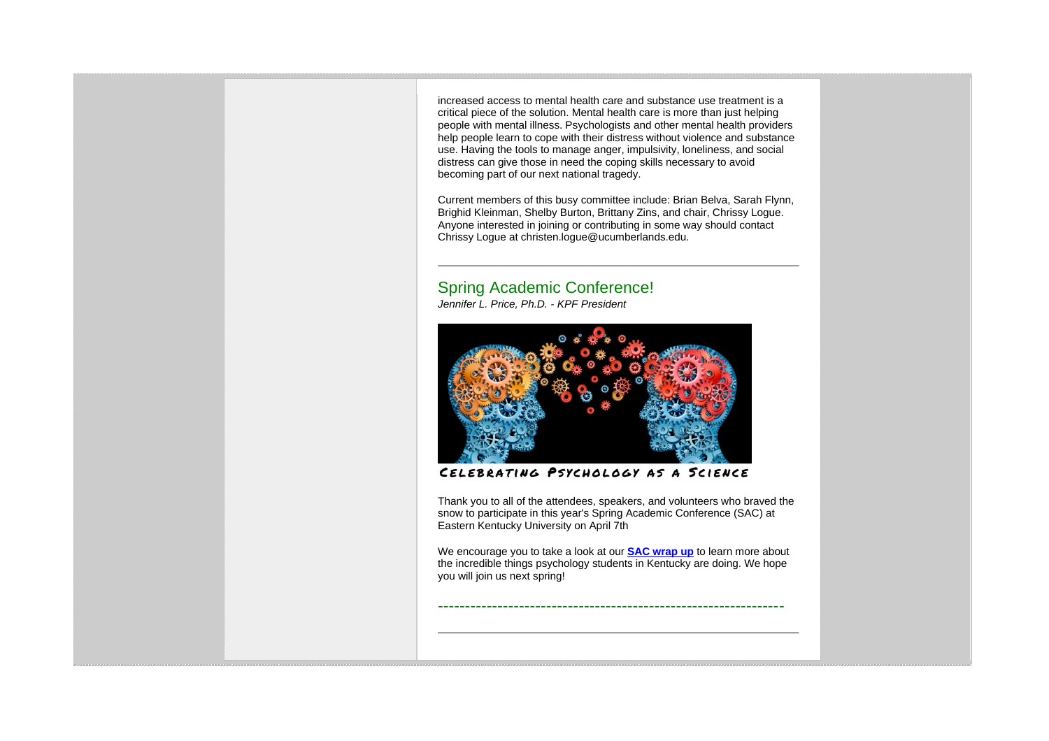increased access to mental health care and substance use treatment is a critical piece of the solution. Mental health care is more than just helping people with mental illness. Psychologists and other mental health providers help people learn to cope with their distress without violence and substance use. Having the tools to manage anger, impulsivity, loneliness, and social distress can give those in need the coping skills necessary to avoid becoming part of our next national tragedy.

Current members of this busy committee include: Brian Belva, Sarah Flynn, Brighid Kleinman, Shelby Burton, Brittany Zins, and chair, Chrissy Logue. Anyone interested in joining or contributing in some way should contact Chrissy Logue at christen.logue@ucumberlands.edu.

---

## Spring Academic Conference!

*Jennifer L. Price, Ph.D. - KPF President*

Celebrating Psychology as a Science

Thank you to all of the attendees, speakers, and volunteers who braved the snow to participate in this year's Spring Academic Conference (SAC) at Eastern Kentucky University on April 7th

We encourage you to take a look at our **SAC wrap up** to learn more about the incredible things psychology students in Kentucky are doing. We hope you will join us next spring!

---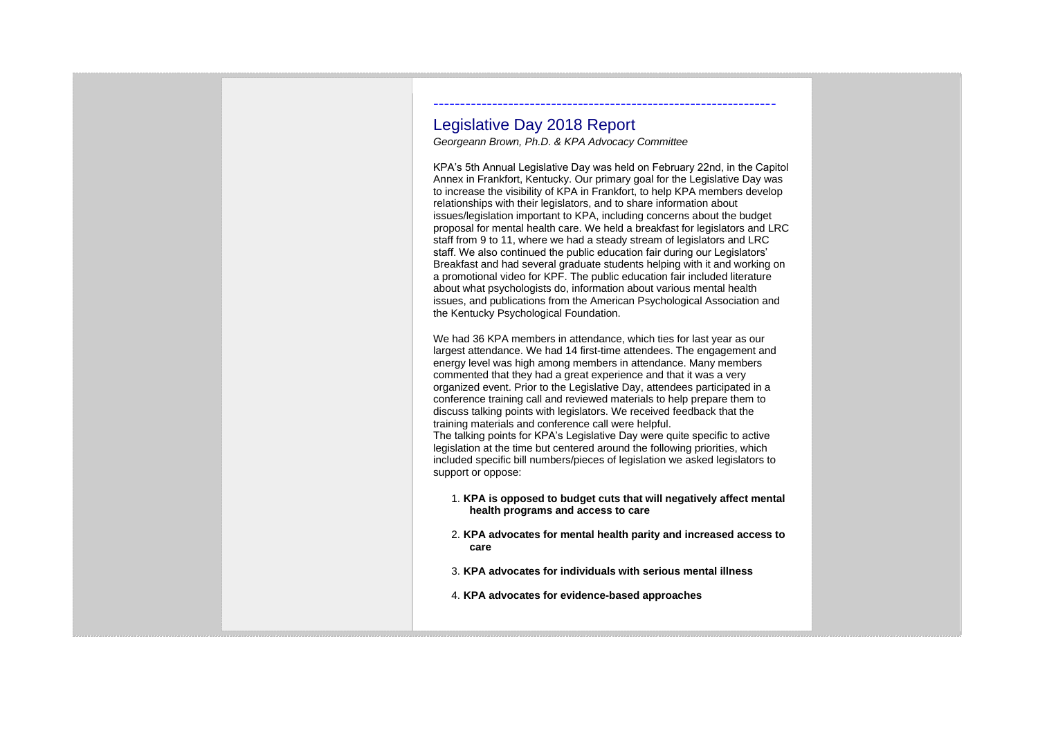## Legislative Day 2018 Report

*Georgeann Brown, Ph.D. & KPA Advocacy Committee*

KPA's 5th Annual Legislative Day was held on February 22nd, in the Capitol Annex in Frankfort, Kentucky. Our primary goal for the Legislative Day was to increase the visibility of KPA in Frankfort, to help KPA members develop relationships with their legislators, and to share information about issues/legislation important to KPA, including concerns about the budget proposal for mental health care. We held a breakfast for legislators and LRC staff from 9 to 11, where we had a steady stream of legislators and LRC staff. We also continued the public education fair during our Legislators' Breakfast and had several graduate students helping with it and working on a promotional video for KPF. The public education fair included literature about what psychologists do, information about various mental health issues, and publications from the American Psychological Association and the Kentucky Psychological Foundation.

We had 36 KPA members in attendance, which ties for last year as our largest attendance. We had 14 first-time attendees. The engagement and energy level was high among members in attendance. Many members commented that they had a great experience and that it was a very organized event. Prior to the Legislative Day, attendees participated in a conference training call and reviewed materials to help prepare them to discuss talking points with legislators. We received feedback that the training materials and conference call were helpful.

The talking points for KPA's Legislative Day were quite specific to active legislation at the time but centered around the following priorities, which included specific bill numbers/pieces of legislation we asked legislators to support or oppose:

1. **KPA is opposed to budget cuts that will negatively affect mental health programs and access to care**
2. **KPA advocates for mental health parity and increased access to care**
3. **KPA advocates for individuals with serious mental illness**
4. **KPA advocates for evidence-based approaches**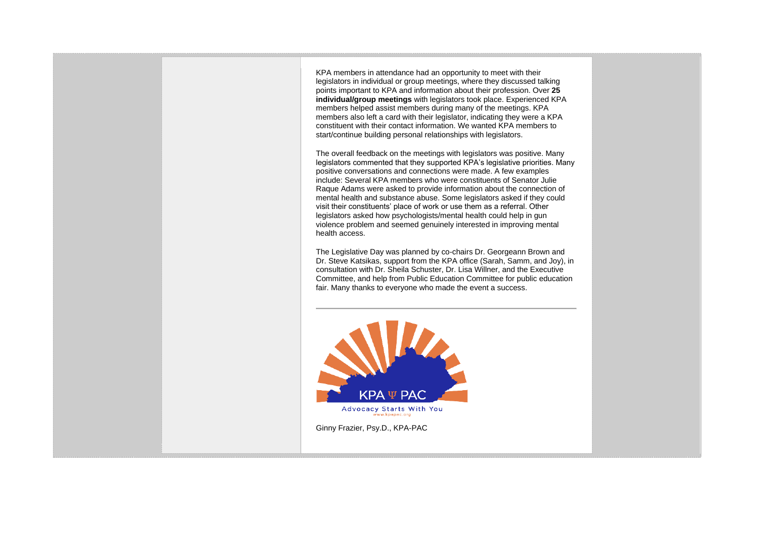KPA members in attendance had an opportunity to meet with their legislators in individual or group meetings, where they discussed talking points important to KPA and information about their profession. Over **25 individual/group meetings** with legislators took place. Experienced KPA members helped assist members during many of the meetings. KPA members also left a card with their legislator, indicating they were a KPA constituent with their contact information. We wanted KPA members to start/continue building personal relationships with legislators.

The overall feedback on the meetings with legislators was positive. Many legislators commented that they supported KPA's legislative priorities. Many positive conversations and connections were made. A few examples include: Several KPA members who were constituents of Senator Julie Raque Adams were asked to provide information about the connection of mental health and substance abuse. Some legislators asked if they could visit their constituents' place of work or use them as a referral. Other legislators asked how psychologists/mental health could help in gun violence problem and seemed genuinely interested in improving mental health access.

The Legislative Day was planned by co-chairs Dr. Georgeann Brown and Dr. Steve Katsikas, support from the KPA office (Sarah, Samm, and Joy), in consultation with Dr. Sheila Schuster, Dr. Lisa Willner, and the Executive Committee, and help from Public Education Committee for public education fair. Many thanks to everyone who made the event a success.

---

KPA Ψ PAC

Advocacy Starts With You

www.kpapac.org

Ginny Frazier, Psy.D., KPA-PAC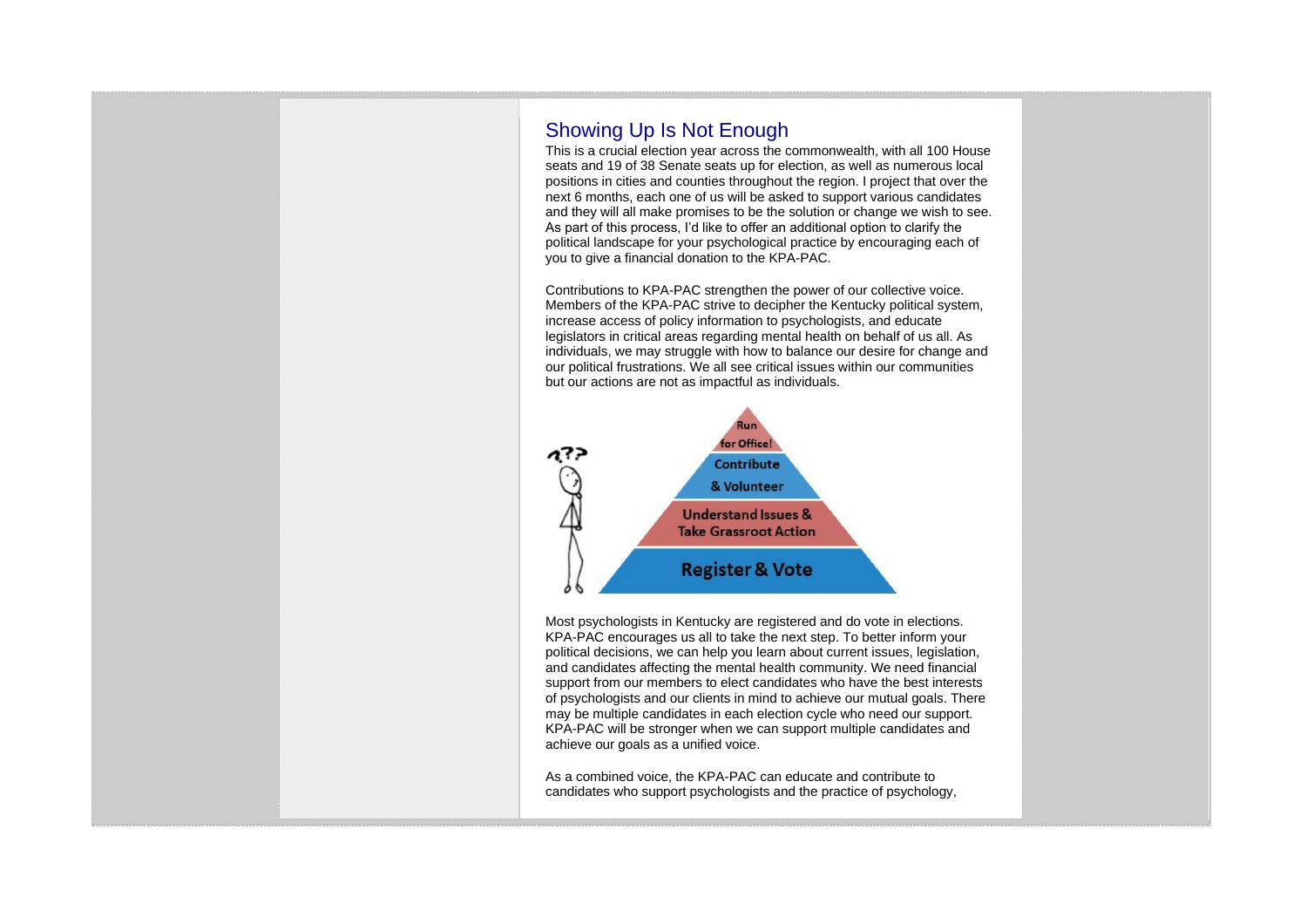## Showing Up Is Not Enough

This is a crucial election year across the commonwealth, with all 100 House seats and 19 of 38 Senate seats up for election, as well as numerous local positions in cities and counties throughout the region. I project that over the next 6 months, each one of us will be asked to support various candidates and they will all make promises to be the solution or change we wish to see. As part of this process, I'd like to offer an additional option to clarify the political landscape for your psychological practice by encouraging each of you to give a financial donation to the KPA-PAC.

Contributions to KPA-PAC strengthen the power of our collective voice. Members of the KPA-PAC strive to decipher the Kentucky political system, increase access of policy information to psychologists, and educate legislators in critical areas regarding mental health on behalf of us all. As individuals, we may struggle with how to balance our desire for change and our political frustrations. We all see critical issues within our communities but our actions are not as impactful as individuals.

- Run for Office!
- Contribute & Volunteer
- Understand Issues & Take Grassroot Action
- Register & Vote

Most psychologists in Kentucky are registered and do vote in elections. KPA-PAC encourages us all to take the next step. To better inform your political decisions, we can help you learn about current issues, legislation, and candidates affecting the mental health community. We need financial support from our members to elect candidates who have the best interests of psychologists and our clients in mind to achieve our mutual goals. There may be multiple candidates in each election cycle who need our support. KPA-PAC will be stronger when we can support multiple candidates and achieve our goals as a unified voice.

As a combined voice, the KPA-PAC can educate and contribute to candidates who support psychologists and the practice of psychology,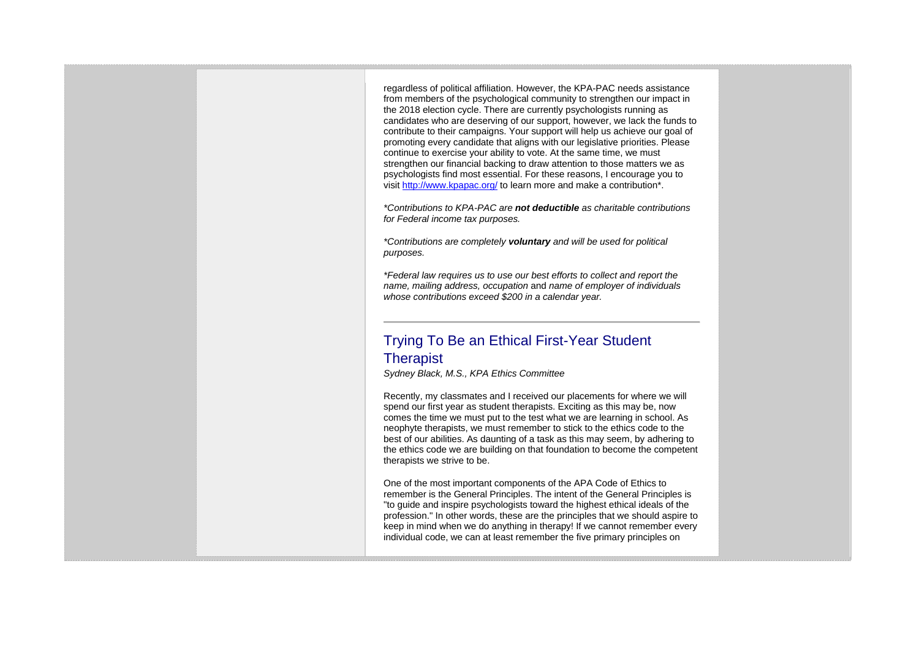regardless of political affiliation. However, the KPA-PAC needs assistance from members of the psychological community to strengthen our impact in the 2018 election cycle. There are currently psychologists running as candidates who are deserving of our support, however, we lack the funds to contribute to their campaigns. Your support will help us achieve our goal of promoting every candidate that aligns with our legislative priorities. Please continue to exercise your ability to vote. At the same time, we must strengthen our financial backing to draw attention to those matters we as psychologists find most essential. For these reasons, I encourage you to visit http://www.kpapac.org/ to learn more and make a contribution*.

*\*Contributions to KPA-PAC are **not deductible** as charitable contributions for Federal income tax purposes.*

*\*Contributions are completely **voluntary** and will be used for political purposes.*

*\*Federal law requires us to use our best efforts to collect and report the name, mailing address, occupation* and *name of employer of individuals whose contributions exceed $200 in a calendar year.*

---

## Trying To Be an Ethical First-Year Student Therapist

*Sydney Black, M.S., KPA Ethics Committee*

Recently, my classmates and I received our placements for where we will spend our first year as student therapists. Exciting as this may be, now comes the time we must put to the test what we are learning in school. As neophyte therapists, we must remember to stick to the ethics code to the best of our abilities. As daunting of a task as this may seem, by adhering to the ethics code we are building on that foundation to become the competent therapists we strive to be.

One of the most important components of the APA Code of Ethics to remember is the General Principles. The intent of the General Principles is "to guide and inspire psychologists toward the highest ethical ideals of the profession." In other words, these are the principles that we should aspire to keep in mind when we do anything in therapy! If we cannot remember every individual code, we can at least remember the five primary principles on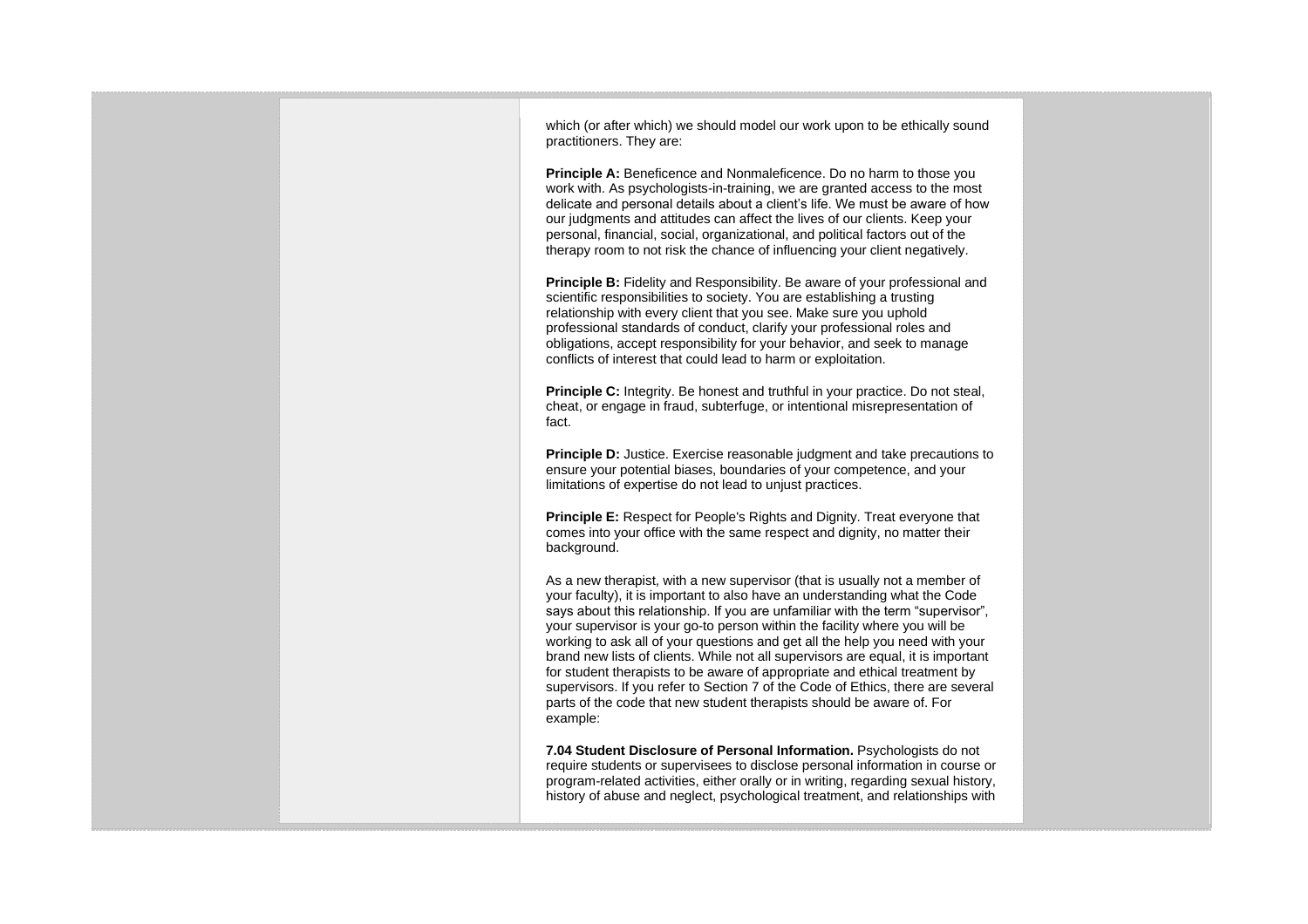which (or after which) we should model our work upon to be ethically sound practitioners. They are:

**Principle A:** Beneficence and Nonmaleficence. Do no harm to those you work with. As psychologists-in-training, we are granted access to the most delicate and personal details about a client's life. We must be aware of how our judgments and attitudes can affect the lives of our clients. Keep your personal, financial, social, organizational, and political factors out of the therapy room to not risk the chance of influencing your client negatively.

**Principle B:** Fidelity and Responsibility. Be aware of your professional and scientific responsibilities to society. You are establishing a trusting relationship with every client that you see. Make sure you uphold professional standards of conduct, clarify your professional roles and obligations, accept responsibility for your behavior, and seek to manage conflicts of interest that could lead to harm or exploitation.

**Principle C:** Integrity. Be honest and truthful in your practice. Do not steal, cheat, or engage in fraud, subterfuge, or intentional misrepresentation of fact.

**Principle D:** Justice. Exercise reasonable judgment and take precautions to ensure your potential biases, boundaries of your competence, and your limitations of expertise do not lead to unjust practices.

**Principle E:** Respect for People's Rights and Dignity. Treat everyone that comes into your office with the same respect and dignity, no matter their background.

As a new therapist, with a new supervisor (that is usually not a member of your faculty), it is important to also have an understanding what the Code says about this relationship. If you are unfamiliar with the term "supervisor", your supervisor is your go-to person within the facility where you will be working to ask all of your questions and get all the help you need with your brand new lists of clients. While not all supervisors are equal, it is important for student therapists to be aware of appropriate and ethical treatment by supervisors. If you refer to Section 7 of the Code of Ethics, there are several parts of the code that new student therapists should be aware of. For example:

**7.04 Student Disclosure of Personal Information.** Psychologists do not require students or supervisees to disclose personal information in course or program-related activities, either orally or in writing, regarding sexual history, history of abuse and neglect, psychological treatment, and relationships with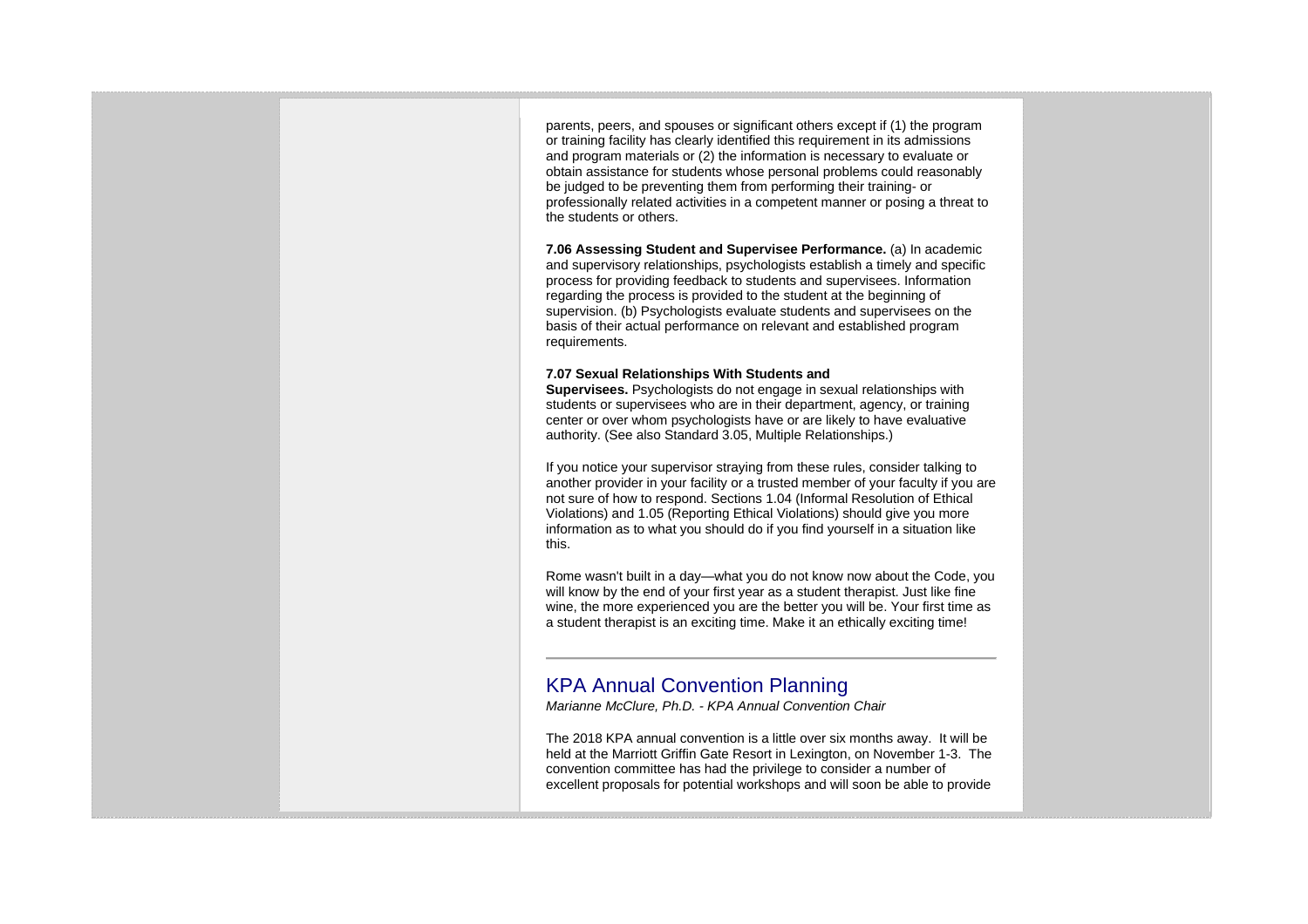parents, peers, and spouses or significant others except if (1) the program or training facility has clearly identified this requirement in its admissions and program materials or (2) the information is necessary to evaluate or obtain assistance for students whose personal problems could reasonably be judged to be preventing them from performing their training- or professionally related activities in a competent manner or posing a threat to the students or others.

**7.06 Assessing Student and Supervisee Performance.** (a) In academic and supervisory relationships, psychologists establish a timely and specific process for providing feedback to students and supervisees. Information regarding the process is provided to the student at the beginning of supervision. (b) Psychologists evaluate students and supervisees on the basis of their actual performance on relevant and established program requirements.

**7.07 Sexual Relationships With Students and Supervisees.** Psychologists do not engage in sexual relationships with students or supervisees who are in their department, agency, or training center or over whom psychologists have or are likely to have evaluative authority. (See also Standard 3.05, Multiple Relationships.)

If you notice your supervisor straying from these rules, consider talking to another provider in your facility or a trusted member of your faculty if you are not sure of how to respond. Sections 1.04 (Informal Resolution of Ethical Violations) and 1.05 (Reporting Ethical Violations) should give you more information as to what you should do if you find yourself in a situation like this.

Rome wasn't built in a day—what you do not know now about the Code, you will know by the end of your first year as a student therapist. Just like fine wine, the more experienced you are the better you will be. Your first time as a student therapist is an exciting time. Make it an ethically exciting time!

---

## KPA Annual Convention Planning

*Marianne McClure, Ph.D. - KPA Annual Convention Chair*

The 2018 KPA annual convention is a little over six months away. It will be held at the Marriott Griffin Gate Resort in Lexington, on November 1-3. The convention committee has had the privilege to consider a number of excellent proposals for potential workshops and will soon be able to provide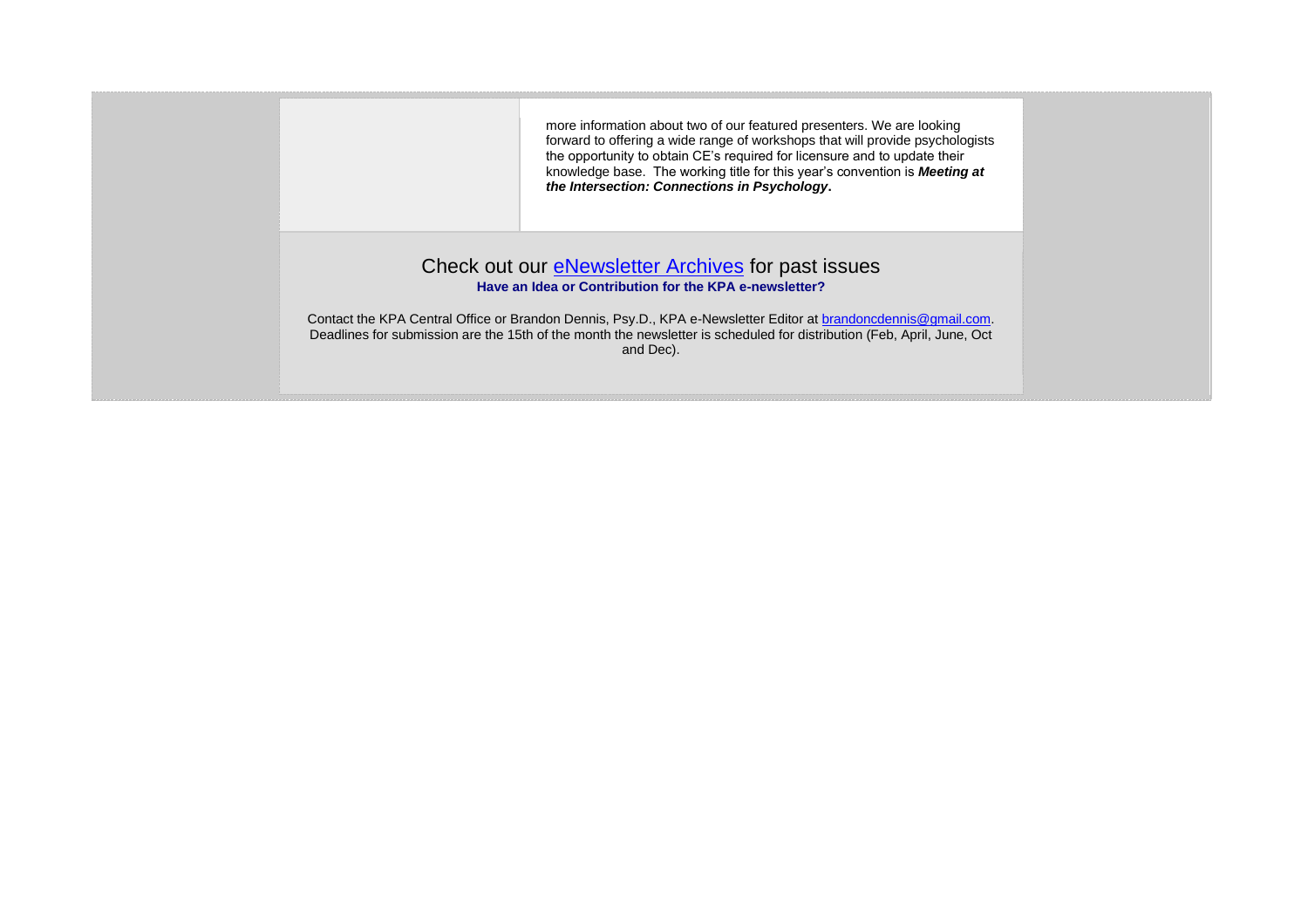more information about two of our featured presenters. We are looking forward to offering a wide range of workshops that will provide psychologists the opportunity to obtain CE's required for licensure and to update their knowledge base. The working title for this year's convention is ***Meeting at the Intersection: Connections in Psychology*.**

Check out our eNewsletter Archives for past issues

**Have an Idea or Contribution for the KPA e-newsletter?**

Contact the KPA Central Office or Brandon Dennis, Psy.D., KPA e-Newsletter Editor at brandoncdennis@gmail.com. Deadlines for submission are the 15th of the month the newsletter is scheduled for distribution (Feb, April, June, Oct and Dec).